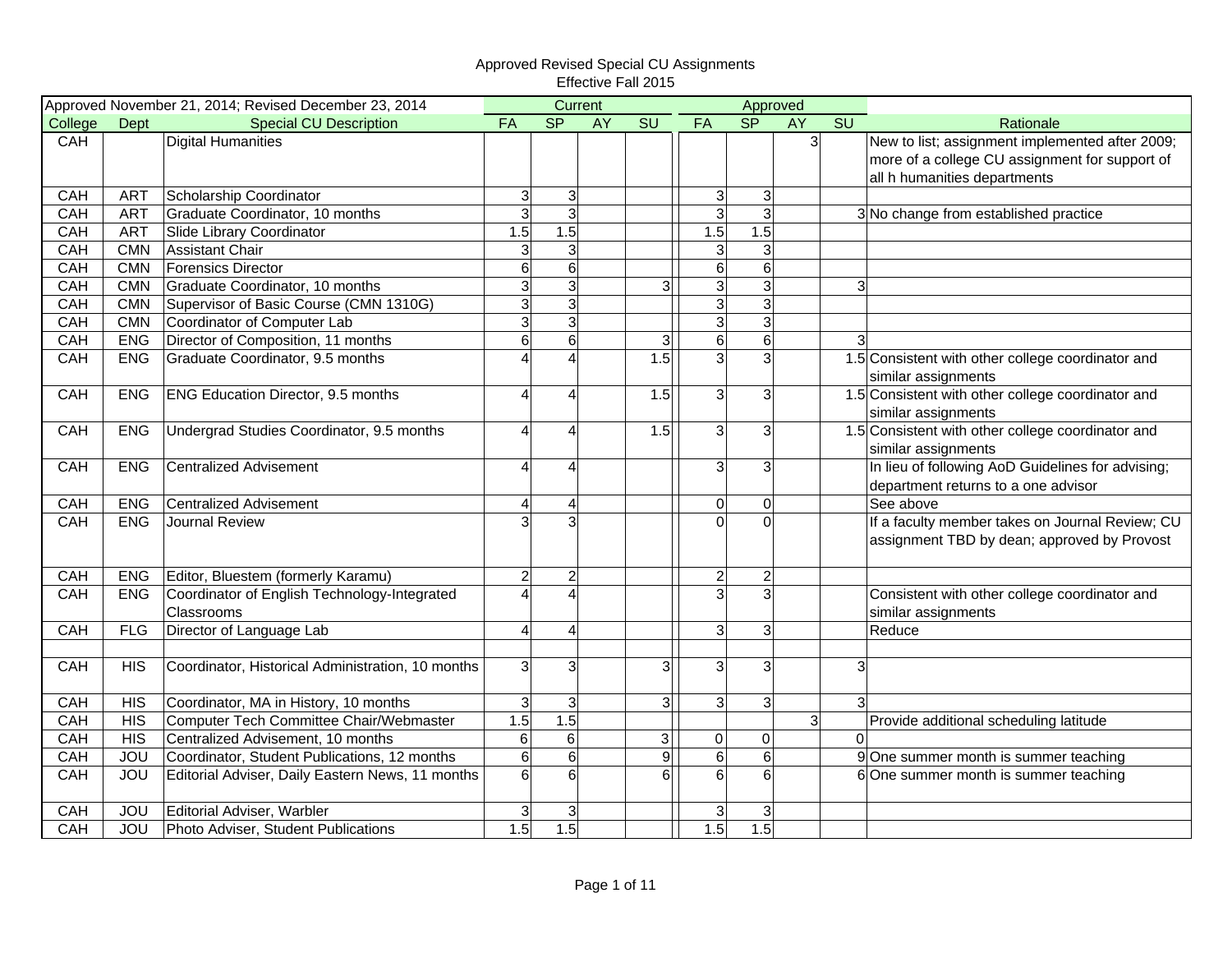Approved Revised Special CU Assignments
Effective Fall 2015

| Approved November 21, 2014; Revised December 23, 2014 | | | Current | | | | Approved | | | | |
|---|---|---|---|---|---|---|---|---|---|---|---|
| College | Dept | Special CU Description | FA | SP | AY | SU | FA | SP | AY | SU | Rationale |
| CAH | | Digital Humanities | | | | | | | 3 | | New to list; assignment implemented after 2009; more of a college CU assignment for support of all h humanities departments |
| CAH | ART | Scholarship Coordinator | 3 | 3 | | | 3 | 3 | | | |
| CAH | ART | Graduate Coordinator, 10 months | 3 | 3 | | | 3 | 3 | | 3 | No change from established practice |
| CAH | ART | Slide Library Coordinator | 1.5 | 1.5 | | | 1.5 | 1.5 | | | |
| CAH | CMN | Assistant Chair | 3 | 3 | | | 3 | 3 | | | |
| CAH | CMN | Forensics Director | 6 | 6 | | | 6 | 6 | | | |
| CAH | CMN | Graduate Coordinator, 10 months | 3 | 3 | | 3 | 3 | 3 | | 3 | |
| CAH | CMN | Supervisor of Basic Course (CMN 1310G) | 3 | 3 | | | 3 | 3 | | | |
| CAH | CMN | Coordinator of Computer Lab | 3 | 3 | | | 3 | 3 | | | |
| CAH | ENG | Director of Composition, 11 months | 6 | 6 | | 3 | 6 | 6 | | 3 | |
| CAH | ENG | Graduate Coordinator, 9.5 months | 4 | 4 | | 1.5 | 3 | 3 | | 1.5 | Consistent with other college coordinator and similar assignments |
| CAH | ENG | ENG Education Director, 9.5 months | 4 | 4 | | 1.5 | 3 | 3 | | 1.5 | Consistent with other college coordinator and similar assignments |
| CAH | ENG | Undergrad Studies Coordinator, 9.5 months | 4 | 4 | | 1.5 | 3 | 3 | | 1.5 | Consistent with other college coordinator and similar assignments |
| CAH | ENG | Centralized Advisement | 4 | 4 | | | 3 | 3 | | | In lieu of following AoD Guidelines for advising; department returns to a one advisor |
| CAH | ENG | Centralized Advisement | 4 | 4 | | | 0 | 0 | | | See above |
| CAH | ENG | Journal Review | 3 | 3 | | | 0 | 0 | | | If a faculty member takes on Journal Review; CU assignment TBD by dean; approved by Provost |
| CAH | ENG | Editor, Bluestem (formerly Karamu) | 2 | 2 | | | 2 | 2 | | | |
| CAH | ENG | Coordinator of English Technology-Integrated Classrooms | 4 | 4 | | | 3 | 3 | | | Consistent with other college coordinator and similar assignments |
| CAH | FLG | Director of Language Lab | 4 | 4 | | | 3 | 3 | | | Reduce |
| | | | | | | | | | | | |
| CAH | HIS | Coordinator, Historical Administration, 10 months | 3 | 3 | | 3 | 3 | 3 | | 3 | |
| CAH | HIS | Coordinator, MA in History, 10 months | 3 | 3 | | 3 | 3 | 3 | | 3 | |
| CAH | HIS | Computer Tech Committee Chair/Webmaster | 1.5 | 1.5 | | | | | 3 | | Provide additional scheduling latitude |
| CAH | HIS | Centralized Advisement, 10 months | 6 | 6 | | 3 | 0 | 0 | | 0 | |
| CAH | JOU | Coordinator, Student Publications, 12 months | 6 | 6 | | 9 | 6 | 6 | | 9 | One summer month is summer teaching |
| CAH | JOU | Editorial Adviser, Daily Eastern News, 11 months | 6 | 6 | | 6 | 6 | 6 | | 6 | One summer month is summer teaching |
| CAH | JOU | Editorial Adviser, Warbler | 3 | 3 | | | 3 | 3 | | | |
| CAH | JOU | Photo Adviser, Student Publications | 1.5 | 1.5 | | | 1.5 | 1.5 | | | |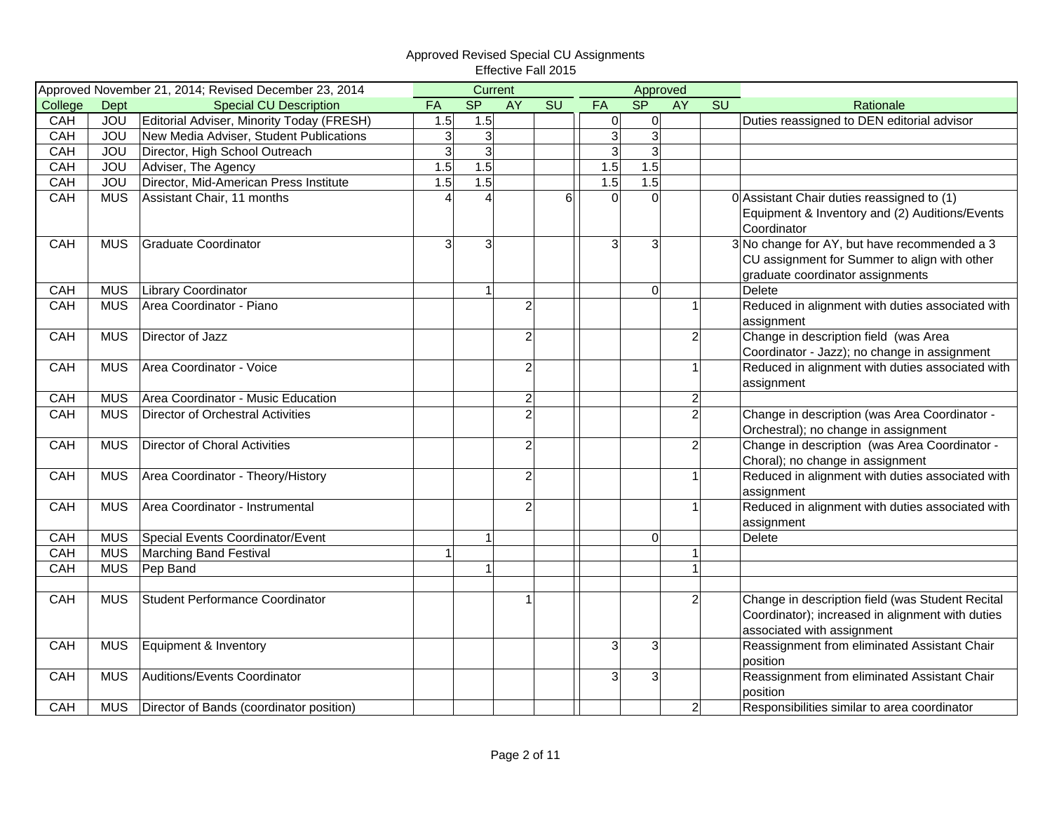Approved Revised Special CU Assignments

Effective Fall 2015

| Approved November 21, 2014; Revised December 23, 2014 | | | Current | | | | Approved | | | | |
|---|---|---|---|---|---|---|---|---|---|---|---|
| College | Dept | Special CU Description | FA | SP | AY | SU | FA | SP | AY | SU | Rationale |
| CAH | JOU | Editorial Adviser, Minority Today (FRESH) | 1.5 | 1.5 | | | 0 | 0 | | | Duties reassigned to DEN editorial advisor |
| CAH | JOU | New Media Adviser, Student Publications | 3 | 3 | | | 3 | 3 | | | |
| CAH | JOU | Director, High School Outreach | 3 | 3 | | | 3 | 3 | | | |
| CAH | JOU | Adviser, The Agency | 1.5 | 1.5 | | | 1.5 | 1.5 | | | |
| CAH | JOU | Director, Mid-American Press Institute | 1.5 | 1.5 | | | 1.5 | 1.5 | | | |
| CAH | MUS | Assistant Chair, 11 months | 4 | 4 | | 6 | 0 | 0 | | 0 | Assistant Chair duties reassigned to (1) Equipment & Inventory and (2) Auditions/Events Coordinator |
| CAH | MUS | Graduate Coordinator | 3 | 3 | | | 3 | 3 | | 3 | No change for AY, but have recommended a 3 CU assignment for Summer to align with other graduate coordinator assignments |
| CAH | MUS | Library Coordinator | | 1 | | | | 0 | | | Delete |
| CAH | MUS | Area Coordinator - Piano | | | 2 | | | | 1 | | Reduced in alignment with duties associated with assignment |
| CAH | MUS | Director of Jazz | | | 2 | | | | 2 | | Change in description field (was Area Coordinator - Jazz); no change in assignment |
| CAH | MUS | Area Coordinator - Voice | | | 2 | | | | 1 | | Reduced in alignment with duties associated with assignment |
| CAH | MUS | Area Coordinator - Music Education | | | 2 | | | | 2 | | |
| CAH | MUS | Director of Orchestral Activities | | | 2 | | | | 2 | | Change in description (was Area Coordinator - Orchestral); no change in assignment |
| CAH | MUS | Director of Choral Activities | | | 2 | | | | 2 | | Change in description (was Area Coordinator - Choral); no change in assignment |
| CAH | MUS | Area Coordinator - Theory/History | | | 2 | | | | 1 | | Reduced in alignment with duties associated with assignment |
| CAH | MUS | Area Coordinator - Instrumental | | | 2 | | | | 1 | | Reduced in alignment with duties associated with assignment |
| CAH | MUS | Special Events Coordinator/Event | | 1 | | | | 0 | | | Delete |
| CAH | MUS | Marching Band Festival | 1 | | | | | | 1 | | |
| CAH | MUS | Pep Band | | 1 | | | | | 1 | | |
| | | | | | | | | | | | |
| CAH | MUS | Student Performance Coordinator | | | 1 | | | | 2 | | Change in description field (was Student Recital Coordinator); increased in alignment with duties associated with assignment |
| CAH | MUS | Equipment & Inventory | | | | | 3 | 3 | | | Reassignment from eliminated Assistant Chair position |
| CAH | MUS | Auditions/Events Coordinator | | | | | 3 | 3 | | | Reassignment from eliminated Assistant Chair position |
| CAH | MUS | Director of Bands (coordinator position) | | | | | | | 2 | | Responsibilities similar to area coordinator |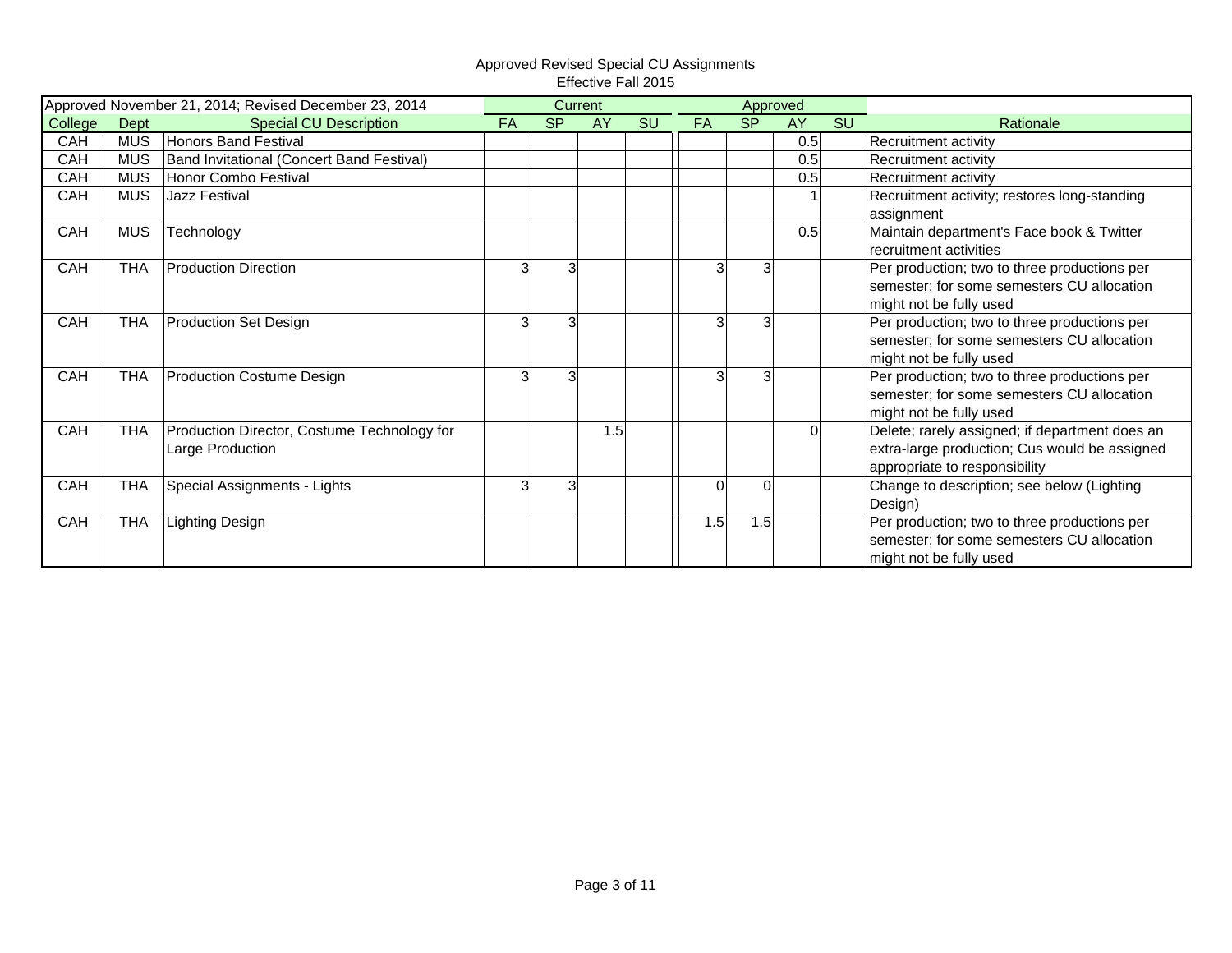Approved Revised Special CU Assignments
Effective Fall 2015

| Approved November 21, 2014; Revised December 23, 2014 | | | Current | | | | Approved | | | | |
|---|---|---|---|---|---|---|---|---|---|---|---|
| College | Dept | Special CU Description | FA | SP | AY | SU | FA | SP | AY | SU | Rationale |
| CAH | MUS | Honors Band Festival | | | | | | | 0.5 | | Recruitment activity |
| CAH | MUS | Band Invitational (Concert Band Festival) | | | | | | | 0.5 | | Recruitment activity |
| CAH | MUS | Honor Combo Festival | | | | | | | 0.5 | | Recruitment activity |
| CAH | MUS | Jazz Festival | | | | | | | 1 | | Recruitment activity; restores long-standing assignment |
| CAH | MUS | Technology | | | | | | | 0.5 | | Maintain department's Face book & Twitter recruitment activities |
| CAH | THA | Production Direction | 3 | 3 | | | 3 | 3 | | | Per production; two to three productions per semester; for some semesters CU allocation might not be fully used |
| CAH | THA | Production Set Design | 3 | 3 | | | 3 | 3 | | | Per production; two to three productions per semester; for some semesters CU allocation might not be fully used |
| CAH | THA | Production Costume Design | 3 | 3 | | | 3 | 3 | | | Per production; two to three productions per semester; for some semesters CU allocation might not be fully used |
| CAH | THA | Production Director, Costume Technology for Large Production | | | 1.5 | | | | 0 | | Delete; rarely assigned; if department does an extra-large production; Cus would be assigned appropriate to responsibility |
| CAH | THA | Special Assignments - Lights | 3 | 3 | | | 0 | 0 | | | Change to description; see below (Lighting Design) |
| CAH | THA | Lighting Design | | | | | 1.5 | 1.5 | | | Per production; two to three productions per semester; for some semesters CU allocation might not be fully used |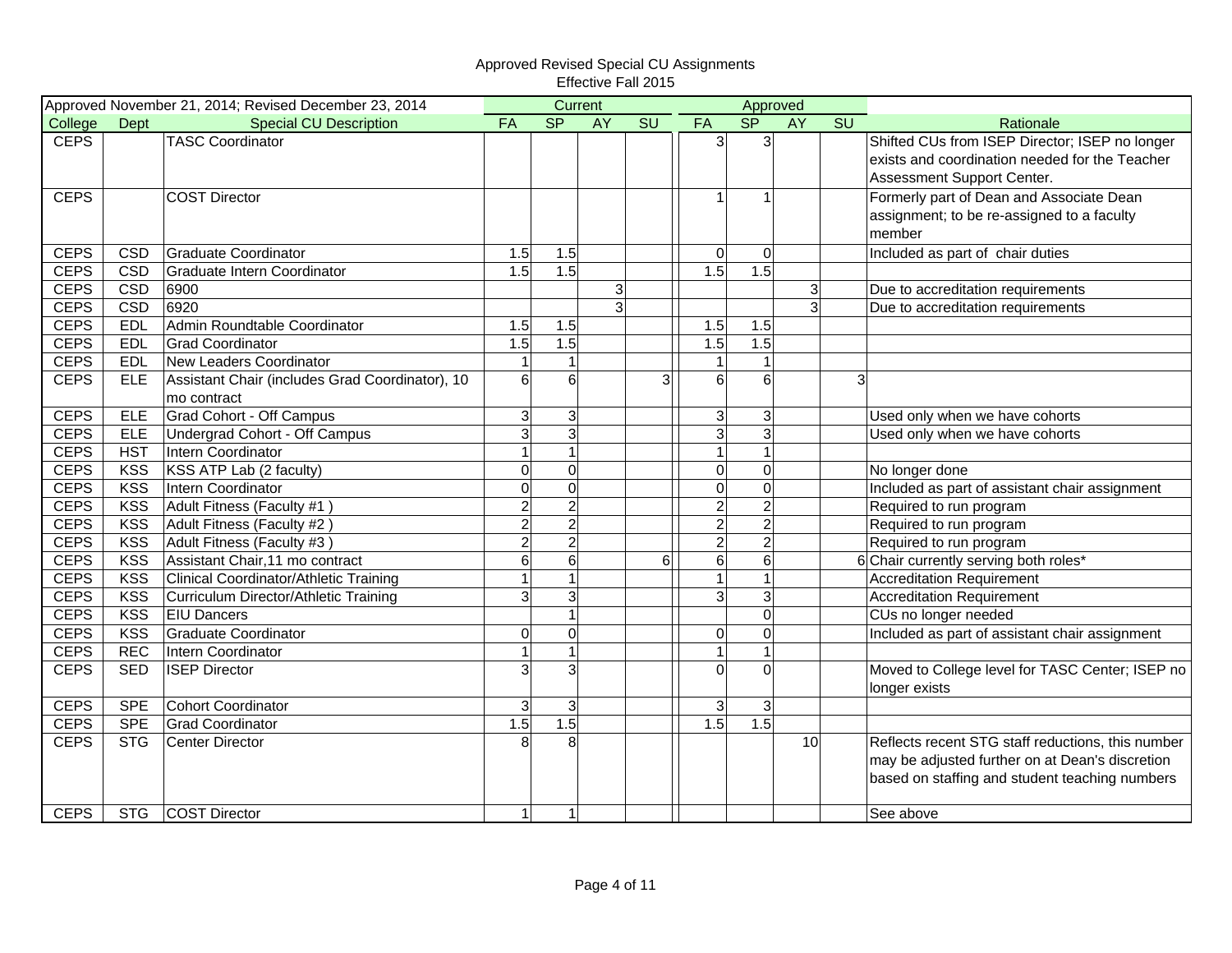Approved Revised Special CU Assignments
Effective Fall 2015

| Approved November 21, 2014; Revised December 23, 2014 | | | Current | | | | Approved | | | | |
|---|---|---|---|---|---|---|---|---|---|---|---|
| College | Dept | Special CU Description | FA | SP | AY | SU | FA | SP | AY | SU | Rationale |
| CEPS | | TASC Coordinator | | | | | 3 | 3 | | | Shifted CUs from ISEP Director; ISEP no longer exists and coordination needed for the Teacher Assessment Support Center. |
| CEPS | | COST Director | | | | | 1 | 1 | | | Formerly part of Dean and Associate Dean assignment; to be re-assigned to a faculty member |
| CEPS | CSD | Graduate Coordinator | 1.5 | 1.5 | | | 0 | 0 | | | Included as part of chair duties |
| CEPS | CSD | Graduate Intern Coordinator | 1.5 | 1.5 | | | 1.5 | 1.5 | | | |
| CEPS | CSD | 6900 | | | 3 | | | | 3 | | Due to accreditation requirements |
| CEPS | CSD | 6920 | | | 3 | | | | 3 | | Due to accreditation requirements |
| CEPS | EDL | Admin Roundtable Coordinator | 1.5 | 1.5 | | | 1.5 | 1.5 | | | |
| CEPS | EDL | Grad Coordinator | 1.5 | 1.5 | | | 1.5 | 1.5 | | | |
| CEPS | EDL | New Leaders Coordinator | 1 | 1 | | | 1 | 1 | | | |
| CEPS | ELE | Assistant Chair (includes Grad Coordinator), 10 mo contract | 6 | 6 | | 3 | 6 | 6 | | 3 | |
| CEPS | ELE | Grad Cohort - Off Campus | 3 | 3 | | | 3 | 3 | | | Used only when we have cohorts |
| CEPS | ELE | Undergrad Cohort - Off Campus | 3 | 3 | | | 3 | 3 | | | Used only when we have cohorts |
| CEPS | HST | Intern Coordinator | 1 | 1 | | | 1 | 1 | | | |
| CEPS | KSS | KSS ATP Lab (2 faculty) | 0 | 0 | | | 0 | 0 | | | No longer done |
| CEPS | KSS | Intern Coordinator | 0 | 0 | | | 0 | 0 | | | Included as part of assistant chair assignment |
| CEPS | KSS | Adult Fitness (Faculty #1 ) | 2 | 2 | | | 2 | 2 | | | Required to run program |
| CEPS | KSS | Adult Fitness (Faculty #2 ) | 2 | 2 | | | 2 | 2 | | | Required to run program |
| CEPS | KSS | Adult Fitness (Faculty #3 ) | 2 | 2 | | | 2 | 2 | | | Required to run program |
| CEPS | KSS | Assistant Chair,11 mo contract | 6 | 6 | | 6 | 6 | 6 | | 6 | Chair currently serving both roles* |
| CEPS | KSS | Clinical Coordinator/Athletic Training | 1 | 1 | | | 1 | 1 | | | Accreditation Requirement |
| CEPS | KSS | Curriculum Director/Athletic Training | 3 | 3 | | | 3 | 3 | | | Accreditation Requirement |
| CEPS | KSS | EIU Dancers | | 1 | | | | 0 | | | CUs no longer needed |
| CEPS | KSS | Graduate Coordinator | 0 | 0 | | | 0 | 0 | | | Included as part of assistant chair assignment |
| CEPS | REC | Intern Coordinator | 1 | 1 | | | 1 | 1 | | | |
| CEPS | SED | ISEP Director | 3 | 3 | | | 0 | 0 | | | Moved to College level for TASC Center; ISEP no longer exists |
| CEPS | SPE | Cohort Coordinator | 3 | 3 | | | 3 | 3 | | | |
| CEPS | SPE | Grad Coordinator | 1.5 | 1.5 | | | 1.5 | 1.5 | | | |
| CEPS | STG | Center Director | 8 | 8 | | | | | 10 | | Reflects recent STG staff reductions, this number may be adjusted further on at Dean's discretion based on staffing and student teaching numbers |
| CEPS | STG | COST Director | 1 | 1 | | | | | | | See above |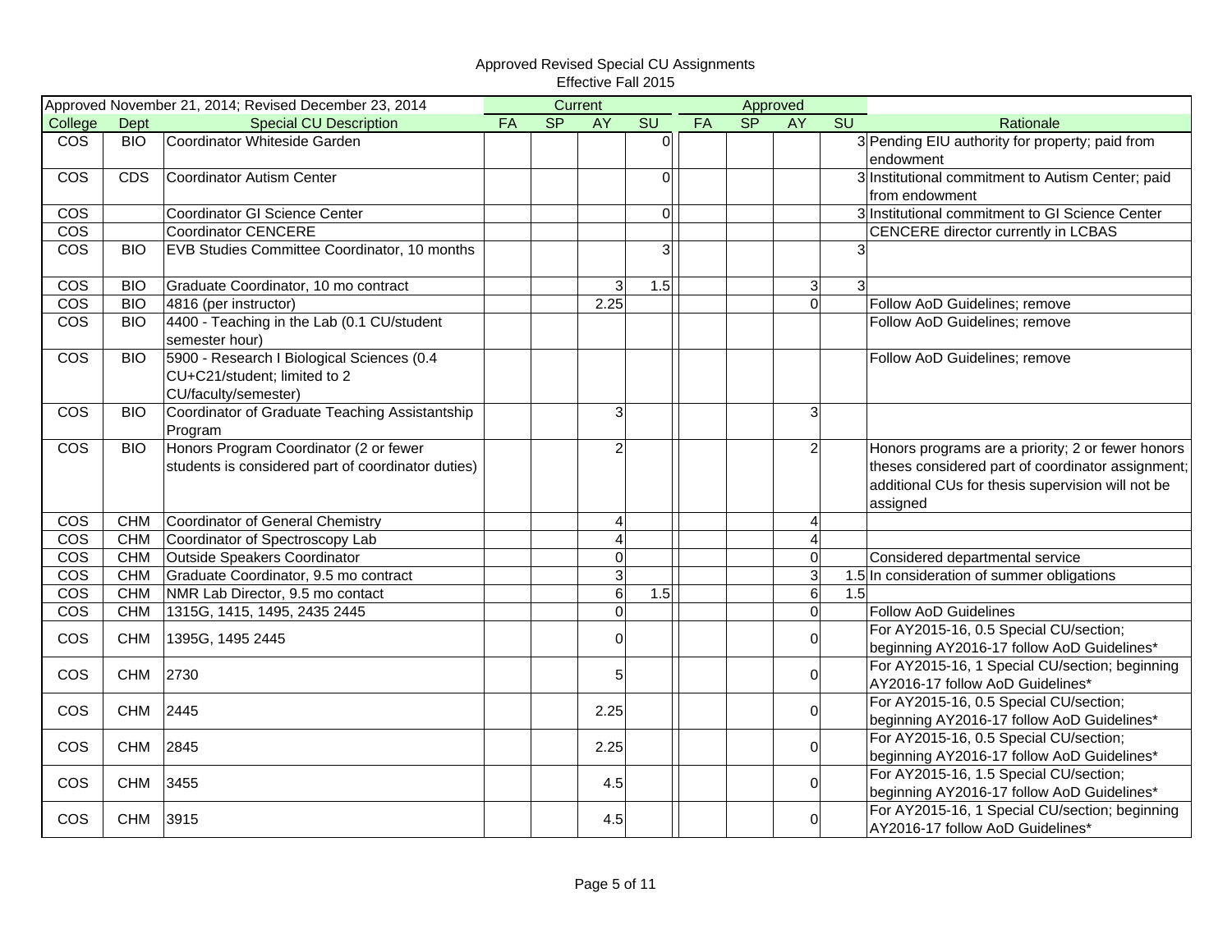Approved Revised Special CU Assignments
Effective Fall 2015

| Approved November 21, 2014; Revised December 23, 2014 | | | Current | | | | Approved | | | | |
|---|---|---|---|---|---|---|---|---|---|---|---|
| College | Dept | Special CU Description | FA | SP | AY | SU | FA | SP | AY | SU | Rationale |
| COS | BIO | Coordinator Whiteside Garden | | | | 0 | | | | 3 | Pending EIU authority for property; paid from endowment |
| COS | CDS | Coordinator Autism Center | | | | 0 | | | | 3 | Institutional commitment to Autism Center; paid from endowment |
| COS | | Coordinator GI Science Center | | | | 0 | | | | 3 | Institutional commitment to GI Science Center |
| COS | | Coordinator CENCERE | | | | | | | | | CENCERE director currently in LCBAS |
| COS | BIO | EVB Studies Committee Coordinator, 10 months | | | | 3 | | | | 3 | |
| COS | BIO | Graduate Coordinator, 10 mo contract | | | 3 | 1.5 | | | 3 | 3 | |
| COS | BIO | 4816 (per instructor) | | | 2.25 | | | | 0 | | Follow AoD Guidelines; remove |
| COS | BIO | 4400 - Teaching in the Lab (0.1 CU/student semester hour) | | | | | | | | | Follow AoD Guidelines; remove |
| COS | BIO | 5900 - Research I Biological Sciences (0.4 CU+C21/student; limited to 2 CU/faculty/semester) | | | | | | | | | Follow AoD Guidelines; remove |
| COS | BIO | Coordinator of Graduate Teaching Assistantship Program | | | 3 | | | | 3 | | |
| COS | BIO | Honors Program Coordinator (2 or fewer students is considered part of coordinator duties) | | | 2 | | | | 2 | | Honors programs are a priority; 2 or fewer honors theses considered part of coordinator assignment; additional CUs for thesis supervision will not be assigned |
| COS | CHM | Coordinator of General Chemistry | | | 4 | | | | 4 | | |
| COS | CHM | Coordinator of Spectroscopy Lab | | | 4 | | | | 4 | | |
| COS | CHM | Outside Speakers Coordinator | | | 0 | | | | 0 | | Considered departmental service |
| COS | CHM | Graduate Coordinator, 9.5 mo contract | | | 3 | | | | 3 | 1.5 | In consideration of summer obligations |
| COS | CHM | NMR Lab Director, 9.5 mo contact | | | 6 | 1.5 | | | 6 | 1.5 | |
| COS | CHM | 1315G, 1415, 1495, 2435 2445 | | | 0 | | | | 0 | | Follow AoD Guidelines |
| COS | CHM | 1395G, 1495 2445 | | | 0 | | | | 0 | | For AY2015-16, 0.5 Special CU/section; beginning AY2016-17 follow AoD Guidelines* |
| COS | CHM | 2730 | | | 5 | | | | 0 | | For AY2015-16, 1 Special CU/section; beginning AY2016-17 follow AoD Guidelines* |
| COS | CHM | 2445 | | | 2.25 | | | | 0 | | For AY2015-16, 0.5 Special CU/section; beginning AY2016-17 follow AoD Guidelines* |
| COS | CHM | 2845 | | | 2.25 | | | | 0 | | For AY2015-16, 0.5 Special CU/section; beginning AY2016-17 follow AoD Guidelines* |
| COS | CHM | 3455 | | | 4.5 | | | | 0 | | For AY2015-16, 1.5 Special CU/section; beginning AY2016-17 follow AoD Guidelines* |
| COS | CHM | 3915 | | | 4.5 | | | | 0 | | For AY2015-16, 1 Special CU/section; beginning AY2016-17 follow AoD Guidelines* |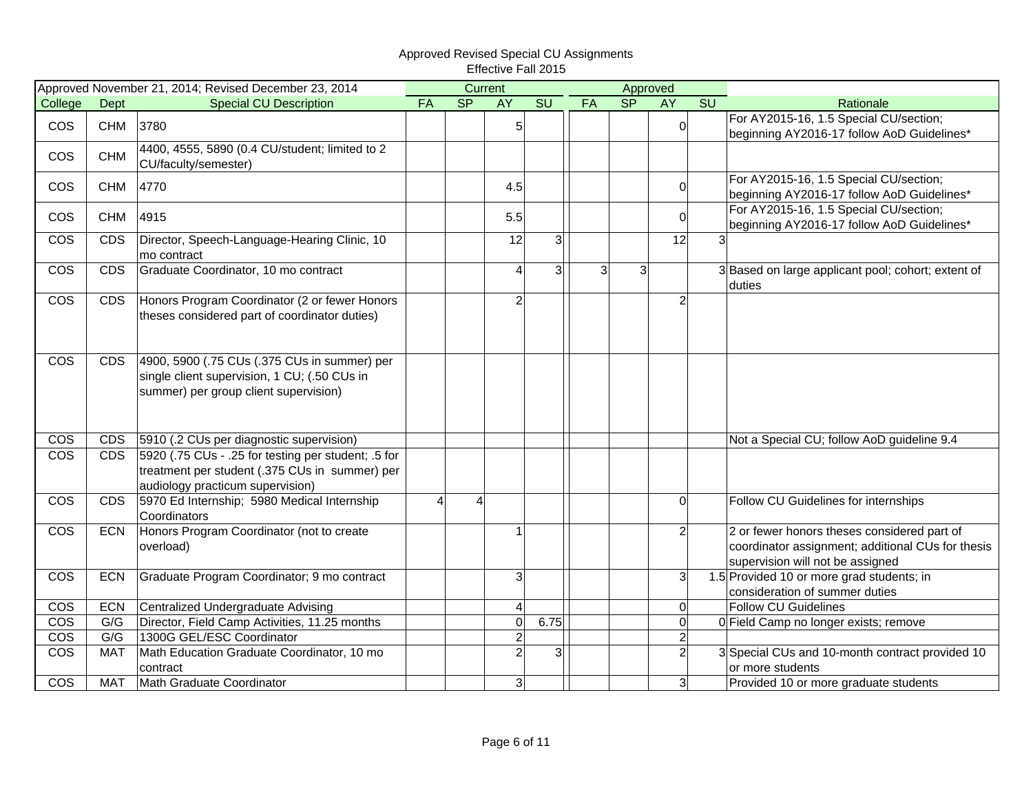Approved Revised Special CU Assignments
Effective Fall 2015

| Approved November 21, 2014; Revised December 23, 2014 | | | Current | | | | Approved | | | | |
|---|---|---|---|---|---|---|---|---|---|---|---|
| College | Dept | Special CU Description | FA | SP | AY | SU | FA | SP | AY | SU | Rationale |
| COS | CHM | 3780 | | | 5 | | | | 0 | | For AY2015-16, 1.5 Special CU/section; beginning AY2016-17 follow AoD Guidelines* |
| COS | CHM | 4400, 4555, 5890 (0.4 CU/student; limited to 2 CU/faculty/semester) | | | | | | | | | |
| COS | CHM | 4770 | | | 4.5 | | | | 0 | | For AY2015-16, 1.5 Special CU/section; beginning AY2016-17 follow AoD Guidelines* |
| COS | CHM | 4915 | | | 5.5 | | | | 0 | | For AY2015-16, 1.5 Special CU/section; beginning AY2016-17 follow AoD Guidelines* |
| COS | CDS | Director, Speech-Language-Hearing Clinic, 10 mo contract | | | 12 | 3 | | | 12 | 3 | |
| COS | CDS | Graduate Coordinator, 10 mo contract | | | 4 | 3 | 3 | 3 | | 3 | Based on large applicant pool; cohort; extent of duties |
| COS | CDS | Honors Program Coordinator (2 or fewer Honors theses considered part of coordinator duties) | | | 2 | | | | 2 | | |
| COS | CDS | 4900, 5900 (.75 CUs (.375 CUs in summer) per single client supervision, 1 CU; (.50 CUs in summer) per group client supervision) | | | | | | | | | |
| COS | CDS | 5910 (.2 CUs per diagnostic supervision) | | | | | | | | | Not a Special CU; follow AoD guideline 9.4 |
| COS | CDS | 5920 (.75 CUs - .25 for testing per student; .5 for treatment per student (.375 CUs in summer) per audiology practicum supervision) | | | | | | | | | |
| COS | CDS | 5970 Ed Internship; 5980 Medical Internship Coordinators | 4 | 4 | | | | | 0 | | Follow CU Guidelines for internships |
| COS | ECN | Honors Program Coordinator (not to create overload) | | | 1 | | | | 2 | | 2 or fewer honors theses considered part of coordinator assignment; additional CUs for thesis supervision will not be assigned |
| COS | ECN | Graduate Program Coordinator; 9 mo contract | | | 3 | | | | 3 | 1.5 | Provided 10 or more grad students; in consideration of summer duties |
| COS | ECN | Centralized Undergraduate Advising | | | 4 | | | | 0 | | Follow CU Guidelines |
| COS | G/G | Director, Field Camp Activities, 11.25 months | | | 0 | 6.75 | | | 0 | 0 | Field Camp no longer exists; remove |
| COS | G/G | 1300G GEL/ESC Coordinator | | | 2 | | | | 2 | | |
| COS | MAT | Math Education Graduate Coordinator, 10 mo contract | | | 2 | 3 | | | 2 | 3 | Special CUs and 10-month contract provided 10 or more students |
| COS | MAT | Math Graduate Coordinator | | | 3 | | | | 3 | | Provided 10 or more graduate students |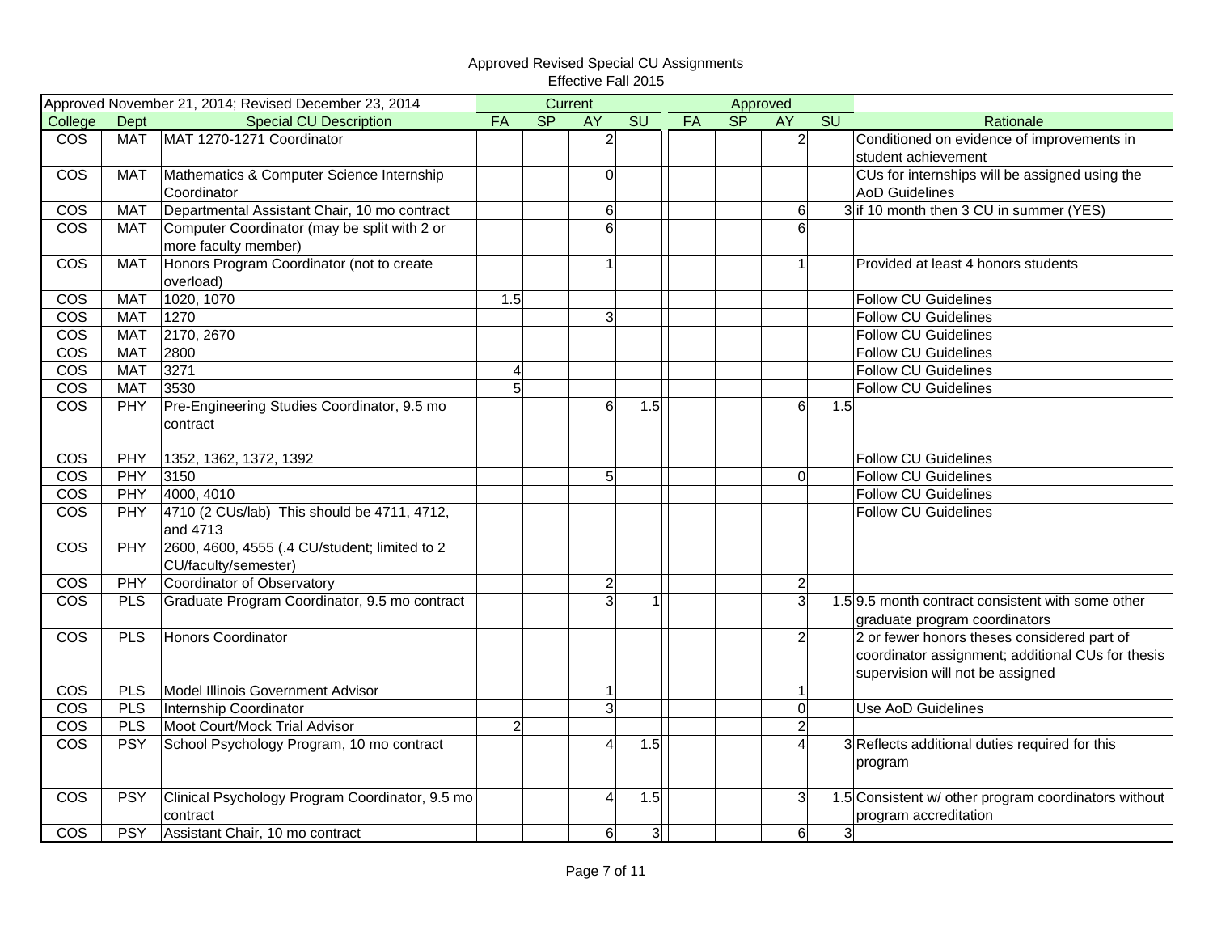Approved Revised Special CU Assignments
Effective Fall 2015

| Approved November 21, 2014; Revised December 23, 2014 | | | Current | | | | Approved | | | | |
|---|---|---|---|---|---|---|---|---|---|---|---|
| College | Dept | Special CU Description | FA | SP | AY | SU | FA | SP | AY | SU | Rationale |
| COS | MAT | MAT 1270-1271 Coordinator | | | 2 | | | | 2 | | Conditioned on evidence of improvements in student achievement |
| COS | MAT | Mathematics & Computer Science Internship Coordinator | | | 0 | | | | | | CUs for internships will be assigned using the AoD Guidelines |
| COS | MAT | Departmental Assistant Chair, 10 mo contract | | | 6 | | | | 6 | 3 | if 10 month then 3 CU in summer (YES) |
| COS | MAT | Computer Coordinator (may be split with 2 or more faculty member) | | | 6 | | | | 6 | | |
| COS | MAT | Honors Program Coordinator (not to create overload) | | | 1 | | | | 1 | | Provided at least 4 honors students |
| COS | MAT | 1020, 1070 | 1.5 | | | | | | | | Follow CU Guidelines |
| COS | MAT | 1270 | | | 3 | | | | | | Follow CU Guidelines |
| COS | MAT | 2170, 2670 | | | | | | | | | Follow CU Guidelines |
| COS | MAT | 2800 | | | | | | | | | Follow CU Guidelines |
| COS | MAT | 3271 | 4 | | | | | | | | Follow CU Guidelines |
| COS | MAT | 3530 | 5 | | | | | | | | Follow CU Guidelines |
| COS | PHY | Pre-Engineering Studies Coordinator, 9.5 mo contract | | | 6 | 1.5 | | | 6 | 1.5 | |
| COS | PHY | 1352, 1362, 1372, 1392 | | | | | | | | | Follow CU Guidelines |
| COS | PHY | 3150 | | | 5 | | | | 0 | | Follow CU Guidelines |
| COS | PHY | 4000, 4010 | | | | | | | | | Follow CU Guidelines |
| COS | PHY | 4710 (2 CUs/lab) This should be 4711, 4712, and 4713 | | | | | | | | | Follow CU Guidelines |
| COS | PHY | 2600, 4600, 4555 (.4 CU/student; limited to 2 CU/faculty/semester) | | | | | | | | | |
| COS | PHY | Coordinator of Observatory | | | 2 | | | | 2 | | |
| COS | PLS | Graduate Program Coordinator, 9.5 mo contract | | | 3 | 1 | | | 3 | 1.5 | 9.5 month contract consistent with some other graduate program coordinators |
| COS | PLS | Honors Coordinator | | | | | | | 2 | | 2 or fewer honors theses considered part of coordinator assignment; additional CUs for thesis supervision will not be assigned |
| COS | PLS | Model Illinois Government Advisor | | | 1 | | | | 1 | | |
| COS | PLS | Internship Coordinator | | | 3 | | | | 0 | | Use AoD Guidelines |
| COS | PLS | Moot Court/Mock Trial Advisor | 2 | | | | | | 2 | | |
| COS | PSY | School Psychology Program, 10 mo contract | | | 4 | 1.5 | | | 4 | 3 | Reflects additional duties required for this program |
| COS | PSY | Clinical Psychology Program Coordinator, 9.5 mo contract | | | 4 | 1.5 | | | 3 | 1.5 | Consistent w/ other program coordinators without program accreditation |
| COS | PSY | Assistant Chair, 10 mo contract | | | 6 | 3 | | | 6 | 3 | |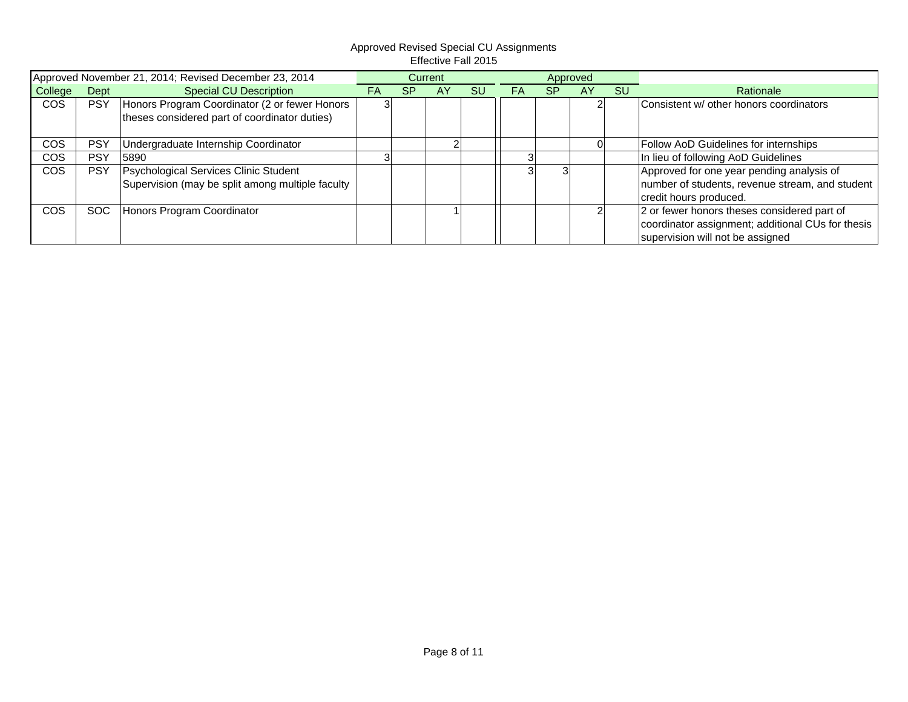Approved Revised Special CU Assignments
Effective Fall 2015

| Approved November 21, 2014; Revised December 23, 2014 | | | Current | | | | Approved | | | | |
|---|---|---|---|---|---|---|---|---|---|---|---|
| College | Dept | Special CU Description | FA | SP | AY | SU | FA | SP | AY | SU | Rationale |
| COS | PSY | Honors Program Coordinator (2 or fewer Honors theses considered part of coordinator duties) | 3 | | | | | | 2 | | Consistent w/ other honors coordinators |
| COS | PSY | Undergraduate Internship Coordinator | | | 2 | | | | 0 | | Follow AoD Guidelines for internships |
| COS | PSY | 5890 | 3 | | | | 3 | | | | In lieu of following AoD Guidelines |
| COS | PSY | Psychological Services Clinic Student Supervision (may be split among multiple faculty | | | | | 3 | 3 | | | Approved for one year pending analysis of number of students, revenue stream, and student credit hours produced. |
| COS | SOC | Honors Program Coordinator | | | 1 | | | | 2 | | 2 or fewer honors theses considered part of coordinator assignment; additional CUs for thesis supervision will not be assigned |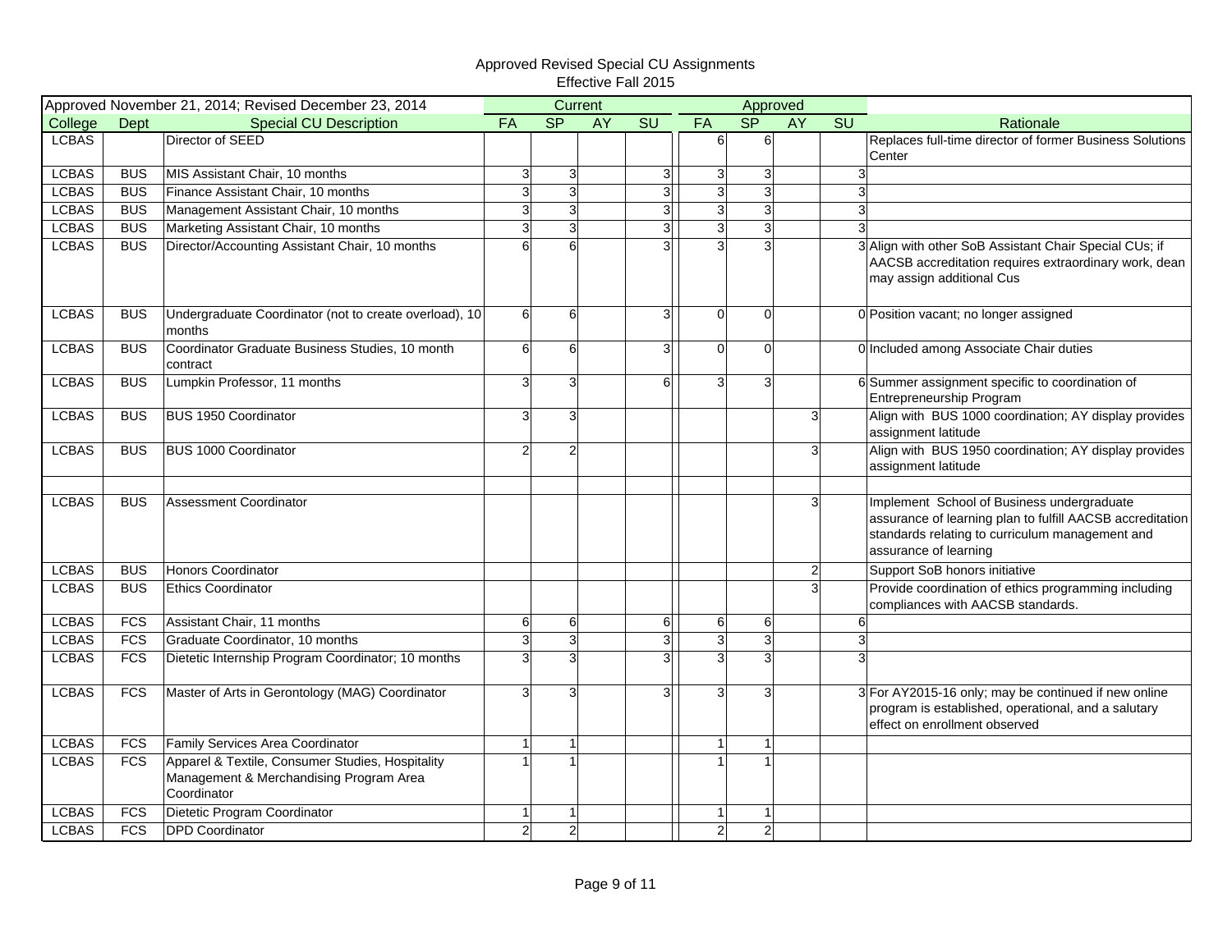Approved Revised Special CU Assignments
Effective Fall 2015

| Approved November 21, 2014; Revised December 23, 2014 | | | Current | | | | Approved | | | | |
|---|---|---|---|---|---|---|---|---|---|---|---|
| College | Dept | Special CU Description | FA | SP | AY | SU | FA | SP | AY | SU | Rationale |
| LCBAS | | Director of SEED | | | | | 6 | 6 | | | Replaces full-time director of former Business Solutions Center |
| LCBAS | BUS | MIS Assistant Chair, 10 months | 3 | 3 | | 3 | 3 | 3 | | 3 | |
| LCBAS | BUS | Finance Assistant Chair, 10 months | 3 | 3 | | 3 | 3 | 3 | | 3 | |
| LCBAS | BUS | Management Assistant Chair, 10 months | 3 | 3 | | 3 | 3 | 3 | | 3 | |
| LCBAS | BUS | Marketing Assistant Chair, 10 months | 3 | 3 | | 3 | 3 | 3 | | 3 | |
| LCBAS | BUS | Director/Accounting Assistant Chair, 10 months | 6 | 6 | | 3 | 3 | 3 | | 3 | Align with other SoB Assistant Chair Special CUs; if AACSB accreditation requires extraordinary work, dean may assign additional Cus |
| LCBAS | BUS | Undergraduate Coordinator (not to create overload), 10 months | 6 | 6 | | 3 | 0 | 0 | | 0 | Position vacant; no longer assigned |
| LCBAS | BUS | Coordinator Graduate Business Studies, 10 month contract | 6 | 6 | | 3 | 0 | 0 | | 0 | Included among Associate Chair duties |
| LCBAS | BUS | Lumpkin Professor, 11 months | 3 | 3 | | 6 | 3 | 3 | | 6 | Summer assignment specific to coordination of Entrepreneurship Program |
| LCBAS | BUS | BUS 1950 Coordinator | 3 | 3 | | | | | 3 | | Align with BUS 1000 coordination; AY display provides assignment latitude |
| LCBAS | BUS | BUS 1000 Coordinator | 2 | 2 | | | | | 3 | | Align with BUS 1950 coordination; AY display provides assignment latitude |
| | | | | | | | | | | | |
| LCBAS | BUS | Assessment Coordinator | | | | | | | 3 | | Implement School of Business undergraduate assurance of learning plan to fulfill AACSB accreditation standards relating to curriculum management and assurance of learning |
| LCBAS | BUS | Honors Coordinator | | | | | | | 2 | | Support SoB honors initiative |
| LCBAS | BUS | Ethics Coordinator | | | | | | | 3 | | Provide coordination of ethics programming including compliances with AACSB standards. |
| LCBAS | FCS | Assistant Chair, 11 months | 6 | 6 | | 6 | 6 | 6 | | 6 | |
| LCBAS | FCS | Graduate Coordinator, 10 months | 3 | 3 | | 3 | 3 | 3 | | 3 | |
| LCBAS | FCS | Dietetic Internship Program Coordinator; 10 months | 3 | 3 | | 3 | 3 | 3 | | 3 | |
| LCBAS | FCS | Master of Arts in Gerontology (MAG) Coordinator | 3 | 3 | | 3 | 3 | 3 | | 3 | For AY2015-16 only; may be continued if new online program is established, operational, and a salutary effect on enrollment observed |
| LCBAS | FCS | Family Services Area Coordinator | 1 | 1 | | | 1 | 1 | | | |
| LCBAS | FCS | Apparel & Textile, Consumer Studies, Hospitality Management & Merchandising Program Area Coordinator | 1 | 1 | | | 1 | 1 | | | |
| LCBAS | FCS | Dietetic Program Coordinator | 1 | 1 | | | 1 | 1 | | | |
| LCBAS | FCS | DPD Coordinator | 2 | 2 | | | 2 | 2 | | | |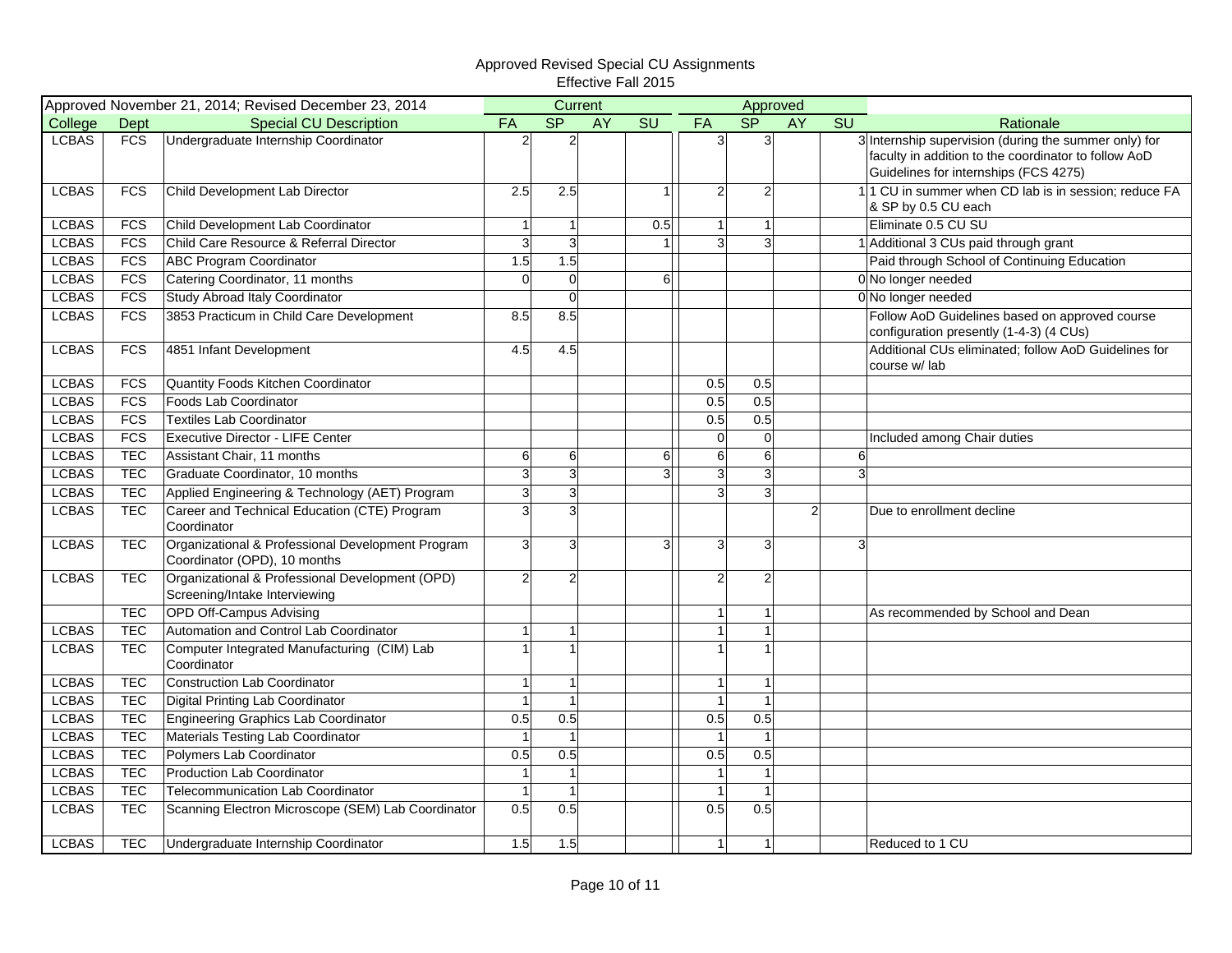Approved Revised Special CU Assignments
Effective Fall 2015

| Approved November 21, 2014; Revised December 23, 2014 | | | Current | | | | Approved | | | | |
|---|---|---|---|---|---|---|---|---|---|---|---|
| College | Dept | Special CU Description | FA | SP | AY | SU | FA | SP | AY | SU | Rationale |
| LCBAS | FCS | Undergraduate Internship Coordinator | 2 | 2 | | | 3 | 3 | | 3 | Internship supervision (during the summer only) for faculty in addition to the coordinator to follow AoD Guidelines for internships (FCS 4275) |
| LCBAS | FCS | Child Development Lab Director | 2.5 | 2.5 | | 1 | 2 | 2 | | 1 | 1 CU in summer when CD lab is in session; reduce FA & SP by 0.5 CU each |
| LCBAS | FCS | Child Development Lab Coordinator | 1 | 1 | | 0.5 | 1 | 1 | | | Eliminate 0.5 CU SU |
| LCBAS | FCS | Child Care Resource & Referral Director | 3 | 3 | | 1 | 3 | 3 | | 1 | Additional 3 CUs paid through grant |
| LCBAS | FCS | ABC Program Coordinator | 1.5 | 1.5 | | | | | | | Paid through School of Continuing Education |
| LCBAS | FCS | Catering Coordinator, 11 months | 0 | 0 | | 6 | | | | 0 | No longer needed |
| LCBAS | FCS | Study Abroad Italy Coordinator | | 0 | | | | | | 0 | No longer needed |
| LCBAS | FCS | 3853 Practicum in Child Care Development | 8.5 | 8.5 | | | | | | | Follow AoD Guidelines based on approved course configuration presently (1-4-3) (4 CUs) |
| LCBAS | FCS | 4851 Infant Development | 4.5 | 4.5 | | | | | | | Additional CUs eliminated; follow AoD Guidelines for course w/ lab |
| LCBAS | FCS | Quantity Foods Kitchen Coordinator | | | | | 0.5 | 0.5 | | | |
| LCBAS | FCS | Foods Lab Coordinator | | | | | 0.5 | 0.5 | | | |
| LCBAS | FCS | Textiles Lab Coordinator | | | | | 0.5 | 0.5 | | | |
| LCBAS | FCS | Executive Director - LIFE Center | | | | | 0 | 0 | | | Included among Chair duties |
| LCBAS | TEC | Assistant Chair, 11 months | 6 | 6 | | 6 | 6 | 6 | | 6 | |
| LCBAS | TEC | Graduate Coordinator, 10 months | 3 | 3 | | 3 | 3 | 3 | | 3 | |
| LCBAS | TEC | Applied Engineering & Technology (AET) Program | 3 | 3 | | | 3 | 3 | | | |
| LCBAS | TEC | Career and Technical Education (CTE) Program Coordinator | 3 | 3 | | | | | 2 | | Due to enrollment decline |
| LCBAS | TEC | Organizational & Professional Development Program Coordinator (OPD), 10 months | 3 | 3 | | 3 | 3 | 3 | | 3 | |
| LCBAS | TEC | Organizational & Professional Development (OPD) Screening/Intake Interviewing | 2 | 2 | | | 2 | 2 | | | |
| | TEC | OPD Off-Campus Advising | | | | | 1 | 1 | | | As recommended by School and Dean |
| LCBAS | TEC | Automation and Control Lab Coordinator | 1 | 1 | | | 1 | 1 | | | |
| LCBAS | TEC | Computer Integrated Manufacturing (CIM) Lab Coordinator | 1 | 1 | | | 1 | 1 | | | |
| LCBAS | TEC | Construction Lab Coordinator | 1 | 1 | | | 1 | 1 | | | |
| LCBAS | TEC | Digital Printing Lab Coordinator | 1 | 1 | | | 1 | 1 | | | |
| LCBAS | TEC | Engineering Graphics Lab Coordinator | 0.5 | 0.5 | | | 0.5 | 0.5 | | | |
| LCBAS | TEC | Materials Testing Lab Coordinator | 1 | 1 | | | 1 | 1 | | | |
| LCBAS | TEC | Polymers Lab Coordinator | 0.5 | 0.5 | | | 0.5 | 0.5 | | | |
| LCBAS | TEC | Production Lab Coordinator | 1 | 1 | | | 1 | 1 | | | |
| LCBAS | TEC | Telecommunication Lab Coordinator | 1 | 1 | | | 1 | 1 | | | |
| LCBAS | TEC | Scanning Electron Microscope (SEM) Lab Coordinator | 0.5 | 0.5 | | | 0.5 | 0.5 | | | |
| LCBAS | TEC | Undergraduate Internship Coordinator | 1.5 | 1.5 | | | 1 | 1 | | | Reduced to 1 CU |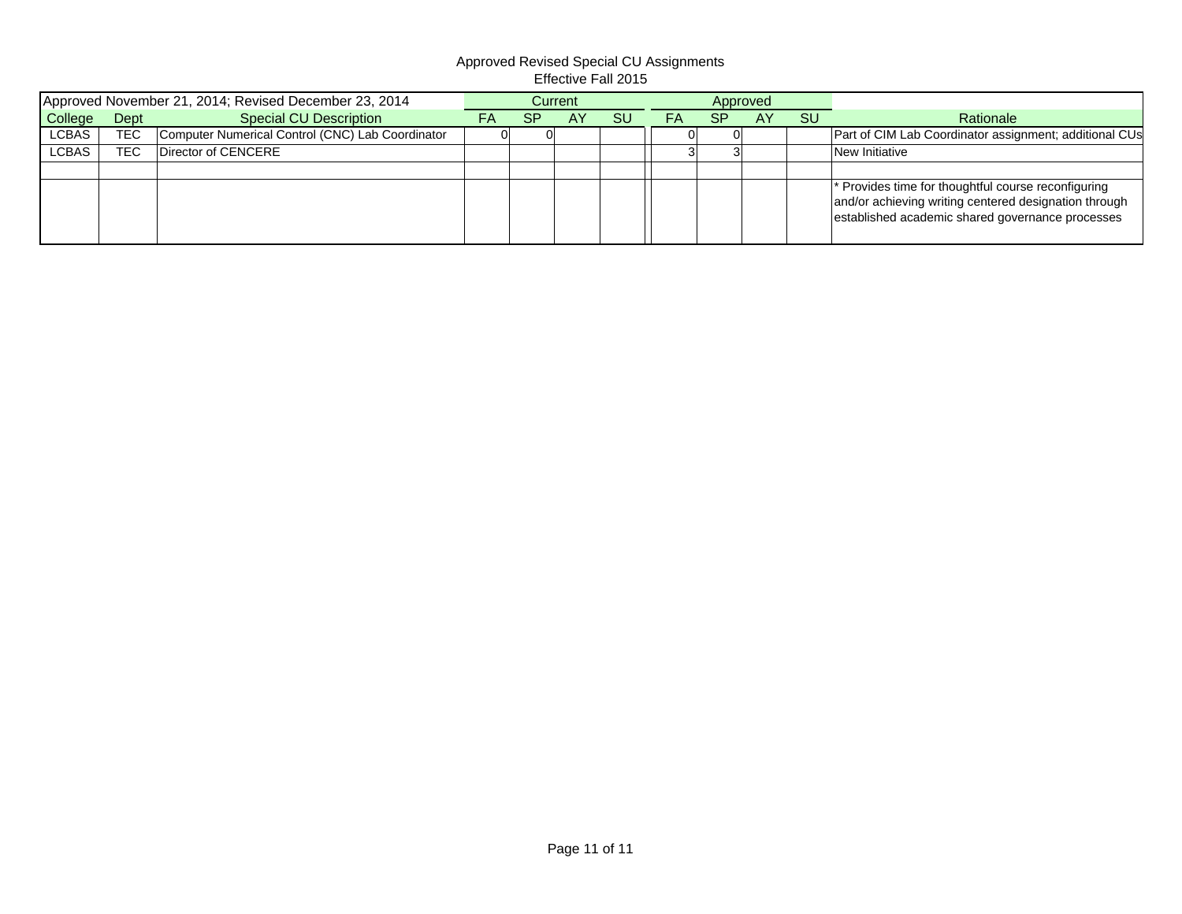Approved Revised Special CU Assignments
Effective Fall 2015

| Approved November 21, 2014; Revised December 23, 2014 | | | Current | | | | Approved | | | | |
|---|---|---|---|---|---|---|---|---|---|---|---|
| College | Dept | Special CU Description | FA | SP | AY | SU | FA | SP | AY | SU | Rationale |
| LCBAS | TEC | Computer Numerical Control (CNC) Lab Coordinator | 0 | 0 | | | 0 | 0 | | | Part of CIM Lab Coordinator assignment; additional CUs |
| LCBAS | TEC | Director of CENCERE | | | | | 3 | 3 | | | New Initiative |
| | | | | | | | | | | | |
| | | | | | | | | | | | * Provides time for thoughtful course reconfiguring and/or achieving writing centered designation through established academic shared governance processes |